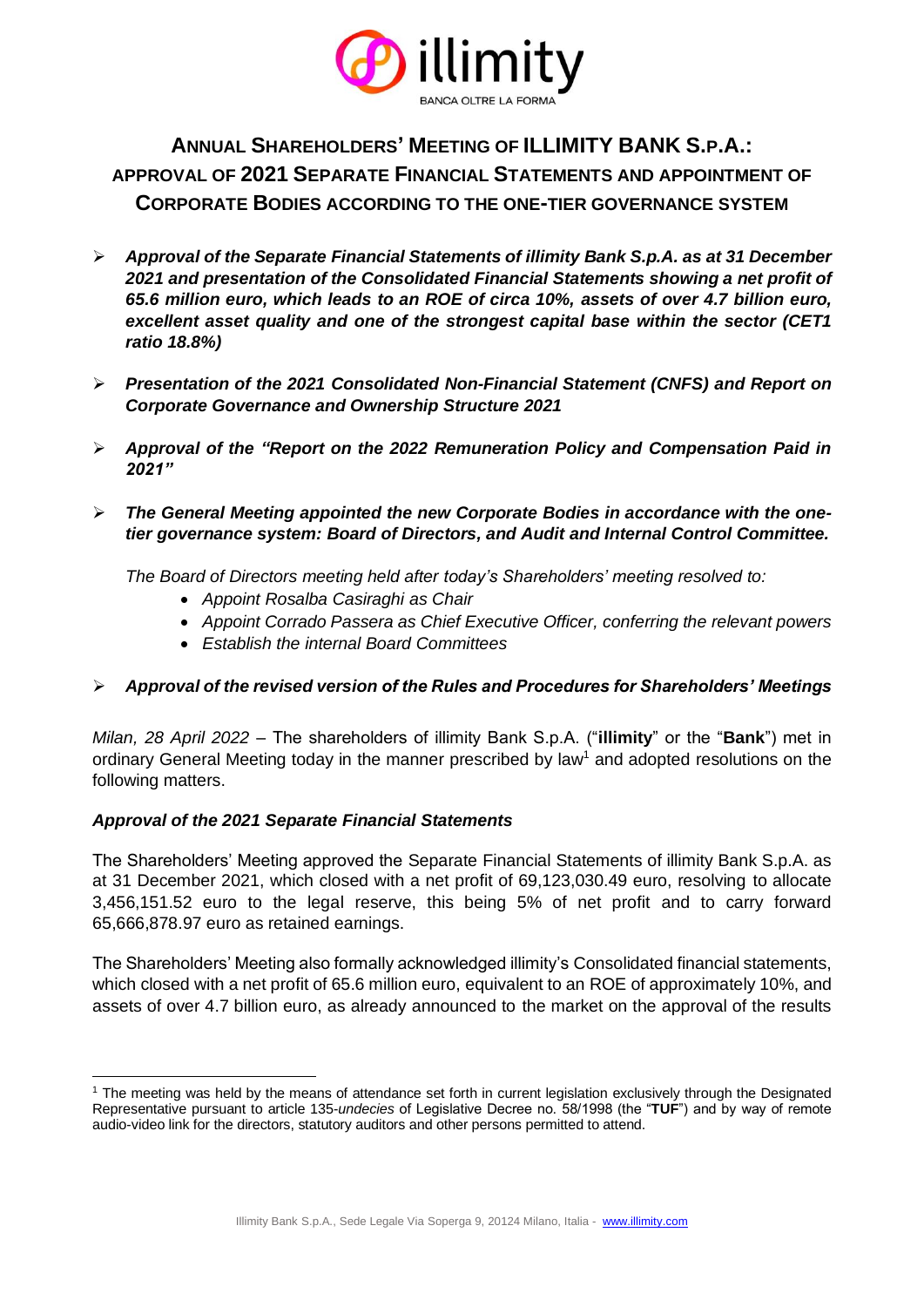# ANNUAL SHAREHOLDERS' MEETING OF ILLIMITY BANK S.P.A.: APPROVAL OF 2021 SEPARATE FINANCIAL STATEMENTS AND APPOINTMENT OF CORPORATE BODIES ACCORDING TO THE ONE-TIER GOVERNANCE SYSTEM

- ***Approval of the Separate Financial Statements of illimity Bank S.p.A. as at 31 December 2021 and presentation of the Consolidated Financial Statements showing a net profit of 65.6 million euro, which leads to an ROE of circa 10%, assets of over 4.7 billion euro, excellent asset quality and one of the strongest capital base within the sector (CET1 ratio 18.8%)***

- ***Presentation of the 2021 Consolidated Non-Financial Statement (CNFS) and Report on Corporate Governance and Ownership Structure 2021***

- ***Approval of the "Report on the 2022 Remuneration Policy and Compensation Paid in 2021"***

- ***The General Meeting appointed the new Corporate Bodies in accordance with the one-tier governance system: Board of Directors, and Audit and Internal Control Committee.***

  *The Board of Directors meeting held after today's Shareholders' meeting resolved to:*
  - *Appoint Rosalba Casiraghi as Chair*
  - *Appoint Corrado Passera as Chief Executive Officer, conferring the relevant powers*
  - *Establish the internal Board Committees*

- ***Approval of the revised version of the Rules and Procedures for Shareholders' Meetings***

*Milan, 28 April 2022* – The shareholders of illimity Bank S.p.A. ("**illimity**" or the "**Bank**") met in ordinary General Meeting today in the manner prescribed by law[1] and adopted resolutions on the following matters.

### *Approval of the 2021 Separate Financial Statements*

The Shareholders' Meeting approved the Separate Financial Statements of illimity Bank S.p.A. as at 31 December 2021, which closed with a net profit of 69,123,030.49 euro, resolving to allocate 3,456,151.52 euro to the legal reserve, this being 5% of net profit and to carry forward 65,666,878.97 euro as retained earnings.

The Shareholders' Meeting also formally acknowledged illimity's Consolidated financial statements, which closed with a net profit of 65.6 million euro, equivalent to an ROE of approximately 10%, and assets of over 4.7 billion euro, as already announced to the market on the approval of the results

[1] The meeting was held by the means of attendance set forth in current legislation exclusively through the Designated Representative pursuant to article 135-*undecies* of Legislative Decree no. 58/1998 (the "**TUF**") and by way of remote audio-video link for the directors, statutory auditors and other persons permitted to attend.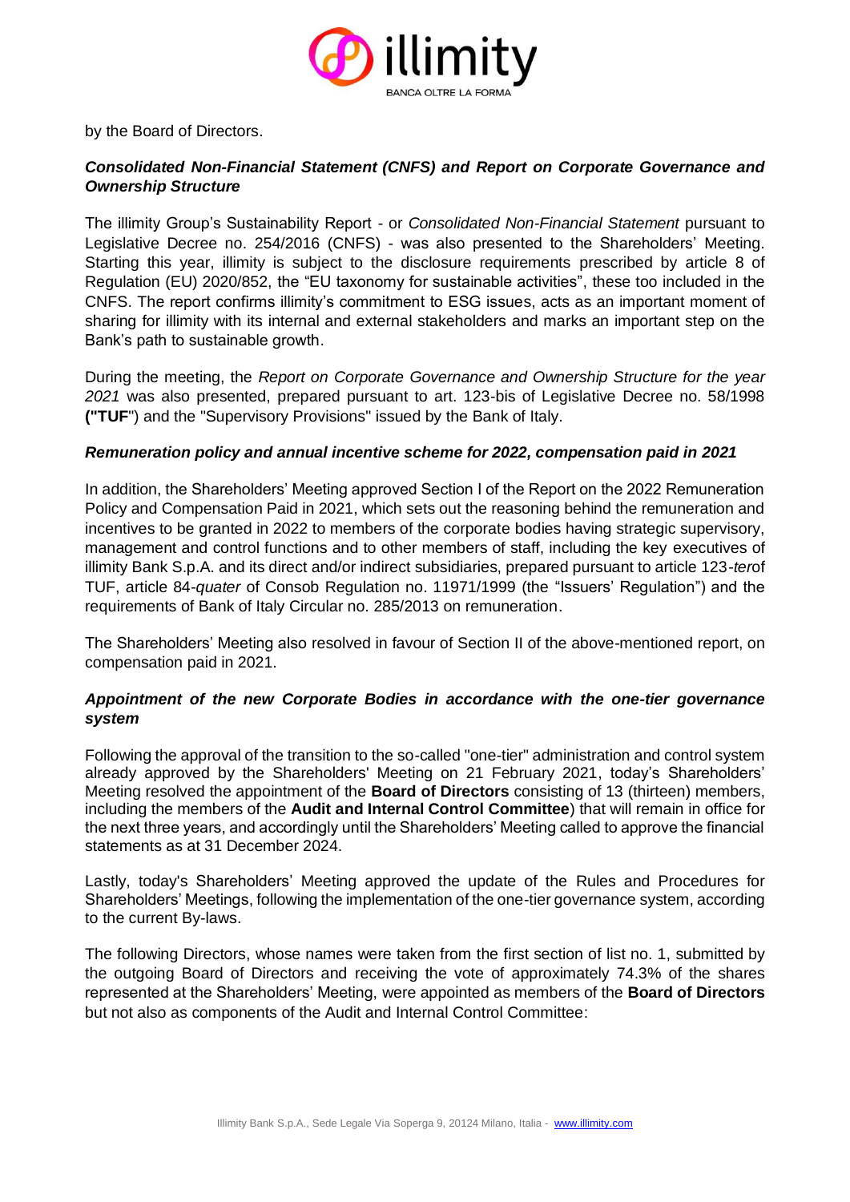by the Board of Directors.

***Consolidated Non-Financial Statement (CNFS) and Report on Corporate Governance and Ownership Structure***

The illimity Group's Sustainability Report - or *Consolidated Non-Financial Statement* pursuant to Legislative Decree no. 254/2016 (CNFS) - was also presented to the Shareholders' Meeting. Starting this year, illimity is subject to the disclosure requirements prescribed by article 8 of Regulation (EU) 2020/852, the "EU taxonomy for sustainable activities", these too included in the CNFS. The report confirms illimity's commitment to ESG issues, acts as an important moment of sharing for illimity with its internal and external stakeholders and marks an important step on the Bank's path to sustainable growth.

During the meeting, the *Report on Corporate Governance and Ownership Structure for the year 2021* was also presented, prepared pursuant to art. 123-bis of Legislative Decree no. 58/1998 **("TUF**") and the "Supervisory Provisions" issued by the Bank of Italy.

***Remuneration policy and annual incentive scheme for 2022, compensation paid in 2021***

In addition, the Shareholders' Meeting approved Section I of the Report on the 2022 Remuneration Policy and Compensation Paid in 2021, which sets out the reasoning behind the remuneration and incentives to be granted in 2022 to members of the corporate bodies having strategic supervisory, management and control functions and to other members of staff, including the key executives of illimity Bank S.p.A. and its direct and/or indirect subsidiaries, prepared pursuant to article 123-*ter*of TUF, article 84-*quater* of Consob Regulation no. 11971/1999 (the "Issuers' Regulation") and the requirements of Bank of Italy Circular no. 285/2013 on remuneration.

The Shareholders' Meeting also resolved in favour of Section II of the above-mentioned report, on compensation paid in 2021.

***Appointment of the new Corporate Bodies in accordance with the one-tier governance system***

Following the approval of the transition to the so-called "one-tier" administration and control system already approved by the Shareholders' Meeting on 21 February 2021, today's Shareholders' Meeting resolved the appointment of the **Board of Directors** consisting of 13 (thirteen) members, including the members of the **Audit and Internal Control Committee**) that will remain in office for the next three years, and accordingly until the Shareholders' Meeting called to approve the financial statements as at 31 December 2024.

Lastly, today's Shareholders' Meeting approved the update of the Rules and Procedures for Shareholders' Meetings, following the implementation of the one-tier governance system, according to the current By-laws.

The following Directors, whose names were taken from the first section of list no. 1, submitted by the outgoing Board of Directors and receiving the vote of approximately 74.3% of the shares represented at the Shareholders' Meeting, were appointed as members of the **Board of Directors** but not also as components of the Audit and Internal Control Committee: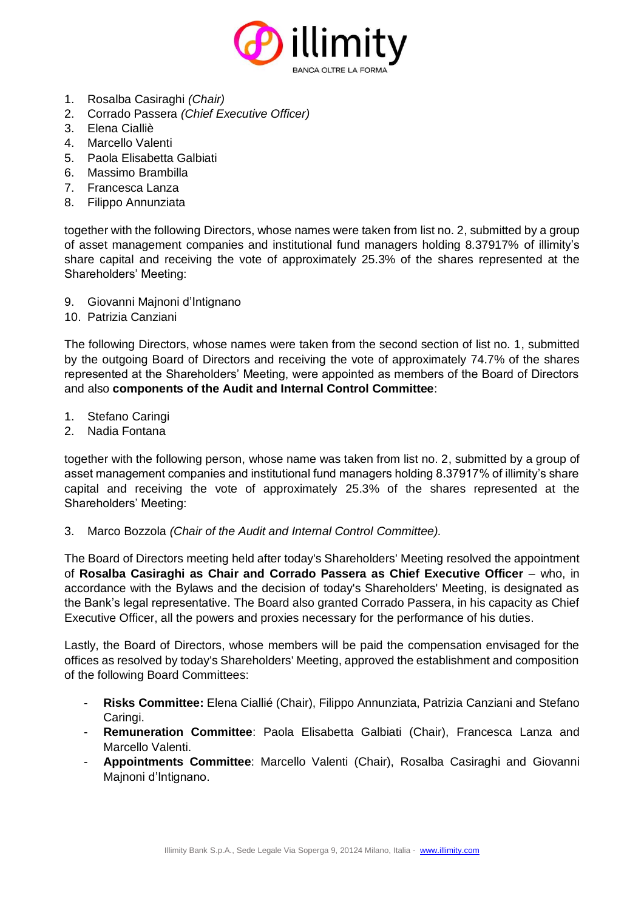1. Rosalba Casiraghi *(Chair)*
2. Corrado Passera *(Chief Executive Officer)*
3. Elena Cialliè
4. Marcello Valenti
5. Paola Elisabetta Galbiati
6. Massimo Brambilla
7. Francesca Lanza
8. Filippo Annunziata

together with the following Directors, whose names were taken from list no. 2, submitted by a group of asset management companies and institutional fund managers holding 8.37917% of illimity's share capital and receiving the vote of approximately 25.3% of the shares represented at the Shareholders' Meeting:

9. Giovanni Majnoni d'Intignano
10. Patrizia Canziani

The following Directors, whose names were taken from the second section of list no. 1, submitted by the outgoing Board of Directors and receiving the vote of approximately 74.7% of the shares represented at the Shareholders' Meeting, were appointed as members of the Board of Directors and also **components of the Audit and Internal Control Committee**:

1. Stefano Caringi
2. Nadia Fontana

together with the following person, whose name was taken from list no. 2, submitted by a group of asset management companies and institutional fund managers holding 8.37917% of illimity's share capital and receiving the vote of approximately 25.3% of the shares represented at the Shareholders' Meeting:

3. Marco Bozzola *(Chair of the Audit and Internal Control Committee).*

The Board of Directors meeting held after today's Shareholders' Meeting resolved the appointment of **Rosalba Casiraghi as Chair and Corrado Passera as Chief Executive Officer** – who, in accordance with the Bylaws and the decision of today's Shareholders' Meeting, is designated as the Bank's legal representative. The Board also granted Corrado Passera, in his capacity as Chief Executive Officer, all the powers and proxies necessary for the performance of his duties.

Lastly, the Board of Directors, whose members will be paid the compensation envisaged for the offices as resolved by today's Shareholders' Meeting, approved the establishment and composition of the following Board Committees:

- **Risks Committee:** Elena Cialliè (Chair), Filippo Annunziata, Patrizia Canziani and Stefano Caringi.
- **Remuneration Committee**: Paola Elisabetta Galbiati (Chair), Francesca Lanza and Marcello Valenti.
- **Appointments Committee**: Marcello Valenti (Chair), Rosalba Casiraghi and Giovanni Majnoni d'Intignano.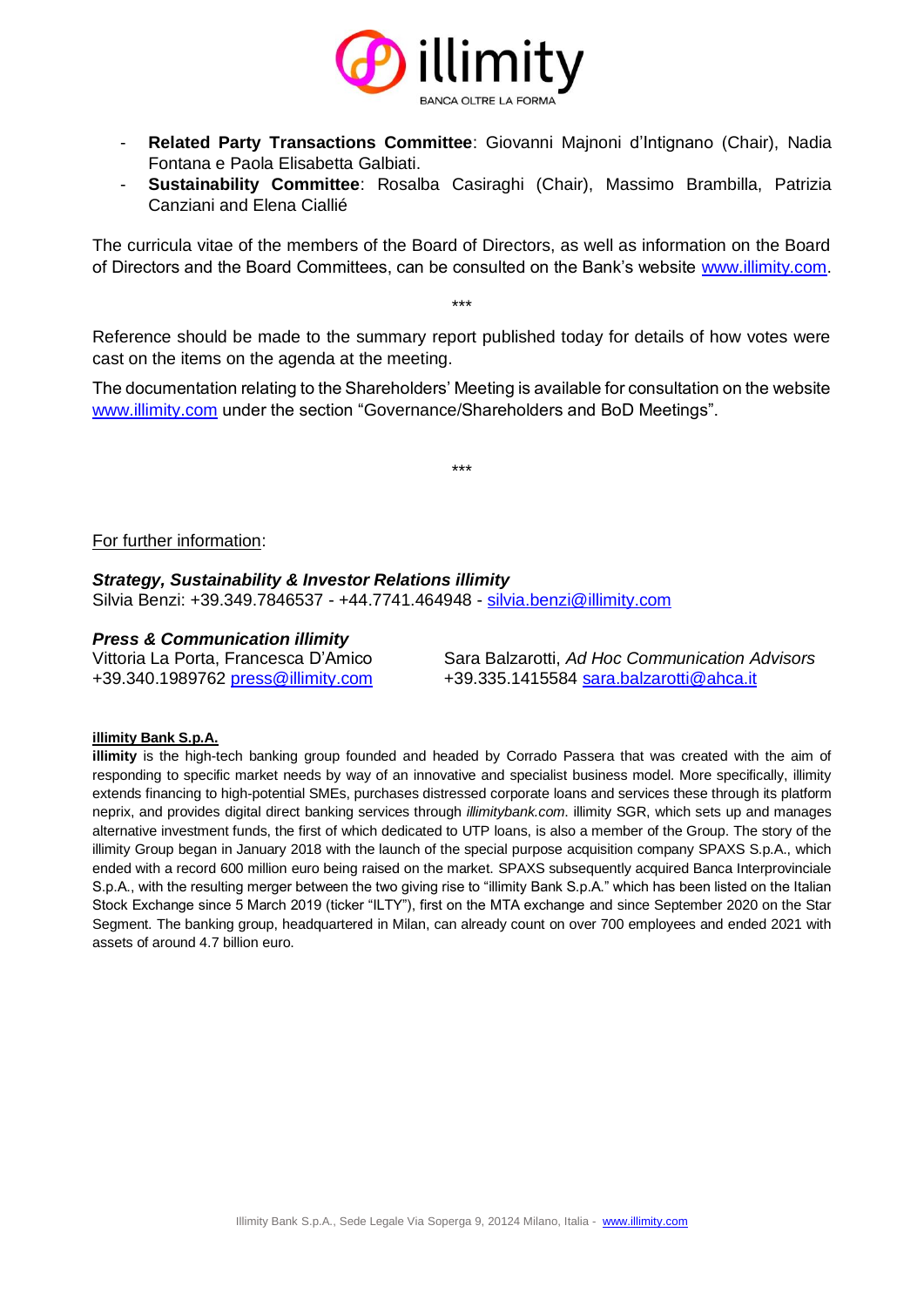- **Related Party Transactions Committee**: Giovanni Majnoni d'Intignano (Chair), Nadia Fontana e Paola Elisabetta Galbiati.
- **Sustainability Committee**: Rosalba Casiraghi (Chair), Massimo Brambilla, Patrizia Canziani and Elena Ciallié

The curricula vitae of the members of the Board of Directors, as well as information on the Board of Directors and the Board Committees, can be consulted on the Bank's website www.illimity.com.

\*\*\*

Reference should be made to the summary report published today for details of how votes were cast on the items on the agenda at the meeting.

The documentation relating to the Shareholders' Meeting is available for consultation on the website www.illimity.com under the section "Governance/Shareholders and BoD Meetings".

\*\*\*

For further information:

***Strategy, Sustainability & Investor Relations illimity***
Silvia Benzi: +39.349.7846537 - +44.7741.464948 - silvia.benzi@illimity.com

***Press & Communication illimity***
Vittoria La Porta, Francesca D'Amico
+39.340.1989762 press@illimity.com

Sara Balzarotti, *Ad Hoc Communication Advisors*
+39.335.1415584 sara.balzarotti@ahca.it

**illimity Bank S.p.A.**

**illimity** is the high-tech banking group founded and headed by Corrado Passera that was created with the aim of responding to specific market needs by way of an innovative and specialist business model. More specifically, illimity extends financing to high-potential SMEs, purchases distressed corporate loans and services these through its platform neprix, and provides digital direct banking services through *illimitybank.com*. illimity SGR, which sets up and manages alternative investment funds, the first of which dedicated to UTP loans, is also a member of the Group. The story of the illimity Group began in January 2018 with the launch of the special purpose acquisition company SPAXS S.p.A., which ended with a record 600 million euro being raised on the market. SPAXS subsequently acquired Banca Interprovinciale S.p.A., with the resulting merger between the two giving rise to "illimity Bank S.p.A." which has been listed on the Italian Stock Exchange since 5 March 2019 (ticker "ILTY"), first on the MTA exchange and since September 2020 on the Star Segment. The banking group, headquartered in Milan, can already count on over 700 employees and ended 2021 with assets of around 4.7 billion euro.